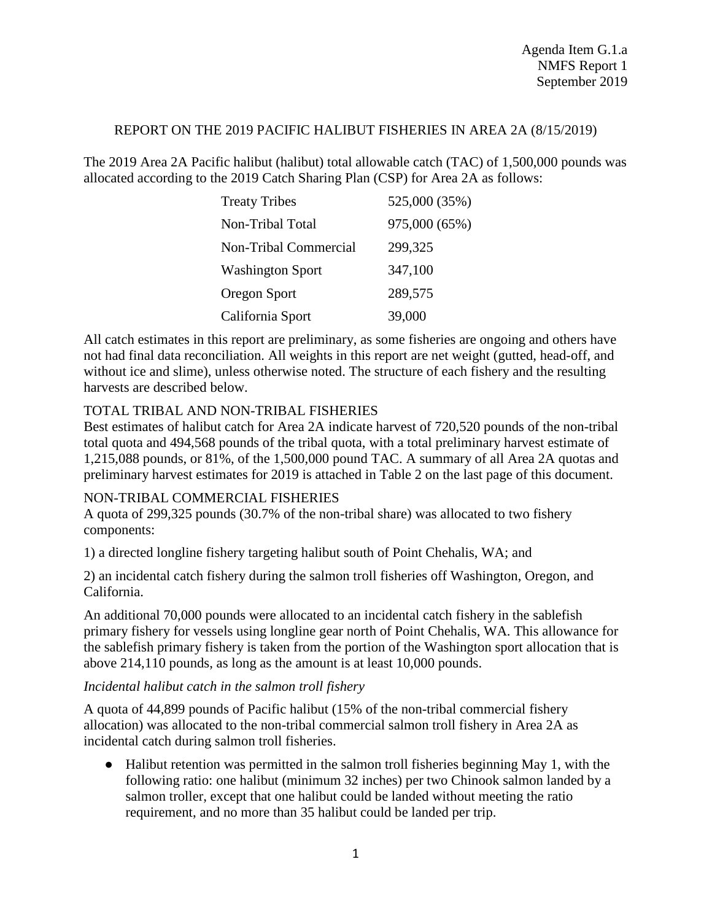Agenda Item G.1.a
NMFS Report 1
September 2019

# REPORT ON THE 2019 PACIFIC HALIBUT FISHERIES IN AREA 2A (8/15/2019)

The 2019 Area 2A Pacific halibut (halibut) total allowable catch (TAC) of 1,500,000 pounds was allocated according to the 2019 Catch Sharing Plan (CSP) for Area 2A as follows:

| | |
|---|---|
| Treaty Tribes | 525,000 (35%) |
| Non-Tribal Total | 975,000 (65%) |
| Non-Tribal Commercial | 299,325 |
| Washington Sport | 347,100 |
| Oregon Sport | 289,575 |
| California Sport | 39,000 |

All catch estimates in this report are preliminary, as some fisheries are ongoing and others have not had final data reconciliation. All weights in this report are net weight (gutted, head-off, and without ice and slime), unless otherwise noted. The structure of each fishery and the resulting harvests are described below.

## TOTAL TRIBAL AND NON-TRIBAL FISHERIES

Best estimates of halibut catch for Area 2A indicate harvest of 720,520 pounds of the non-tribal total quota and 494,568 pounds of the tribal quota, with a total preliminary harvest estimate of 1,215,088 pounds, or 81%, of the 1,500,000 pound TAC. A summary of all Area 2A quotas and preliminary harvest estimates for 2019 is attached in Table 2 on the last page of this document.

## NON-TRIBAL COMMERCIAL FISHERIES

A quota of 299,325 pounds (30.7% of the non-tribal share) was allocated to two fishery components:

1) a directed longline fishery targeting halibut south of Point Chehalis, WA; and

2) an incidental catch fishery during the salmon troll fisheries off Washington, Oregon, and California.

An additional 70,000 pounds were allocated to an incidental catch fishery in the sablefish primary fishery for vessels using longline gear north of Point Chehalis, WA. This allowance for the sablefish primary fishery is taken from the portion of the Washington sport allocation that is above 214,110 pounds, as long as the amount is at least 10,000 pounds.

### *Incidental halibut catch in the salmon troll fishery*

A quota of 44,899 pounds of Pacific halibut (15% of the non-tribal commercial fishery allocation) was allocated to the non-tribal commercial salmon troll fishery in Area 2A as incidental catch during salmon troll fisheries.

- Halibut retention was permitted in the salmon troll fisheries beginning May 1, with the following ratio: one halibut (minimum 32 inches) per two Chinook salmon landed by a salmon troller, except that one halibut could be landed without meeting the ratio requirement, and no more than 35 halibut could be landed per trip.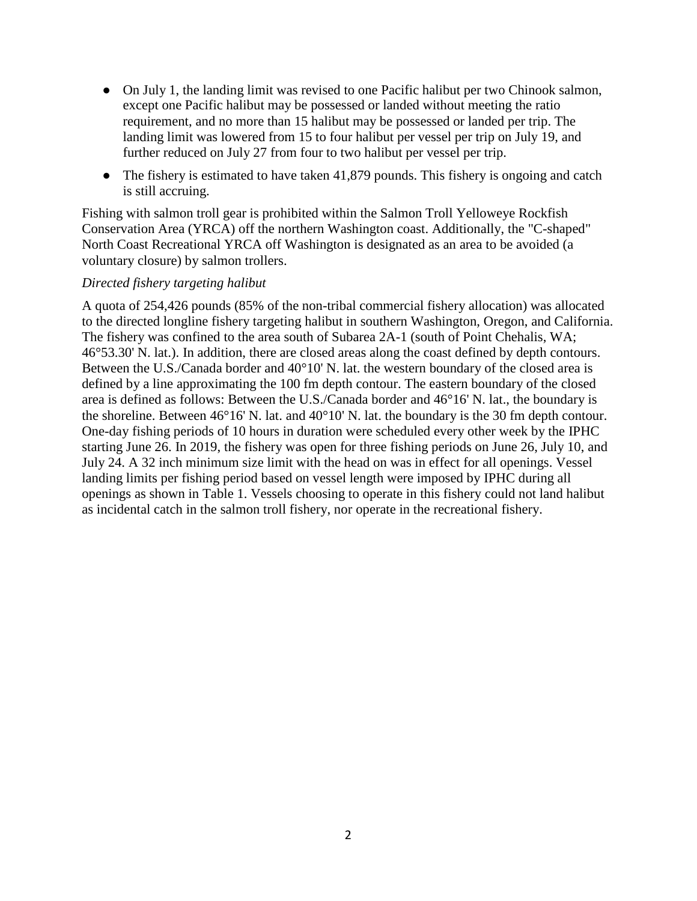- On July 1, the landing limit was revised to one Pacific halibut per two Chinook salmon, except one Pacific halibut may be possessed or landed without meeting the ratio requirement, and no more than 15 halibut may be possessed or landed per trip. The landing limit was lowered from 15 to four halibut per vessel per trip on July 19, and further reduced on July 27 from four to two halibut per vessel per trip.
- The fishery is estimated to have taken 41,879 pounds. This fishery is ongoing and catch is still accruing.

Fishing with salmon troll gear is prohibited within the Salmon Troll Yelloweye Rockfish Conservation Area (YRCA) off the northern Washington coast. Additionally, the "C-shaped" North Coast Recreational YRCA off Washington is designated as an area to be avoided (a voluntary closure) by salmon trollers.

*Directed fishery targeting halibut*

A quota of 254,426 pounds (85% of the non-tribal commercial fishery allocation) was allocated to the directed longline fishery targeting halibut in southern Washington, Oregon, and California. The fishery was confined to the area south of Subarea 2A-1 (south of Point Chehalis, WA; 46°53.30' N. lat.). In addition, there are closed areas along the coast defined by depth contours. Between the U.S./Canada border and 40°10' N. lat. the western boundary of the closed area is defined by a line approximating the 100 fm depth contour. The eastern boundary of the closed area is defined as follows: Between the U.S./Canada border and 46°16' N. lat., the boundary is the shoreline. Between 46°16' N. lat. and 40°10' N. lat. the boundary is the 30 fm depth contour. One-day fishing periods of 10 hours in duration were scheduled every other week by the IPHC starting June 26. In 2019, the fishery was open for three fishing periods on June 26, July 10, and July 24. A 32 inch minimum size limit with the head on was in effect for all openings. Vessel landing limits per fishing period based on vessel length were imposed by IPHC during all openings as shown in Table 1. Vessels choosing to operate in this fishery could not land halibut as incidental catch in the salmon troll fishery, nor operate in the recreational fishery.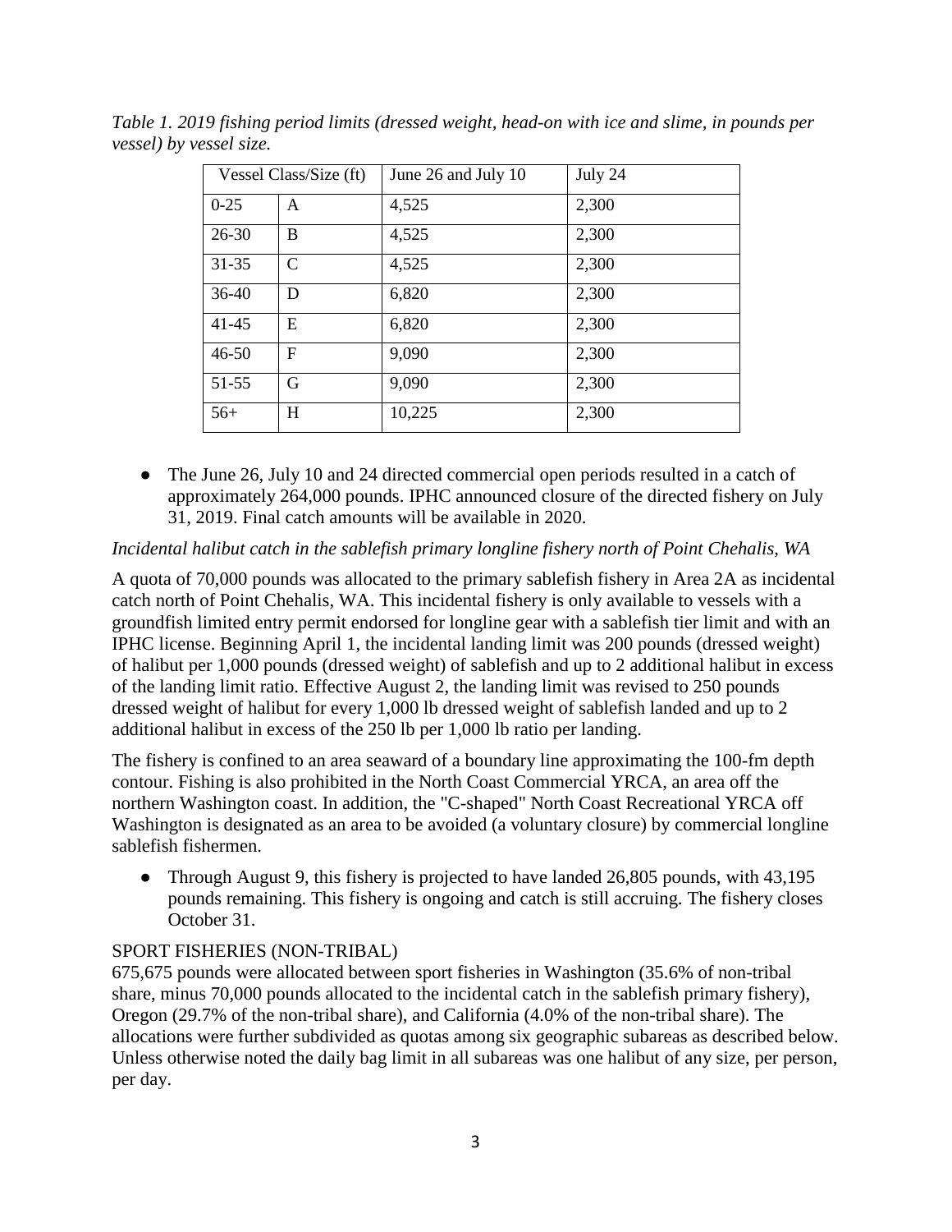*Table 1. 2019 fishing period limits (dressed weight, head-on with ice and slime, in pounds per vessel) by vessel size.*

| Vessel Class/Size (ft) | | June 26 and July 10 | July 24 |
|---|---|---|---|
| 0-25 | A | 4,525 | 2,300 |
| 26-30 | B | 4,525 | 2,300 |
| 31-35 | C | 4,525 | 2,300 |
| 36-40 | D | 6,820 | 2,300 |
| 41-45 | E | 6,820 | 2,300 |
| 46-50 | F | 9,090 | 2,300 |
| 51-55 | G | 9,090 | 2,300 |
| 56+ | H | 10,225 | 2,300 |

- The June 26, July 10 and 24 directed commercial open periods resulted in a catch of approximately 264,000 pounds. IPHC announced closure of the directed fishery on July 31, 2019. Final catch amounts will be available in 2020.

*Incidental halibut catch in the sablefish primary longline fishery north of Point Chehalis, WA*

A quota of 70,000 pounds was allocated to the primary sablefish fishery in Area 2A as incidental catch north of Point Chehalis, WA. This incidental fishery is only available to vessels with a groundfish limited entry permit endorsed for longline gear with a sablefish tier limit and with an IPHC license. Beginning April 1, the incidental landing limit was 200 pounds (dressed weight) of halibut per 1,000 pounds (dressed weight) of sablefish and up to 2 additional halibut in excess of the landing limit ratio. Effective August 2, the landing limit was revised to 250 pounds dressed weight of halibut for every 1,000 lb dressed weight of sablefish landed and up to 2 additional halibut in excess of the 250 lb per 1,000 lb ratio per landing.

The fishery is confined to an area seaward of a boundary line approximating the 100-fm depth contour. Fishing is also prohibited in the North Coast Commercial YRCA, an area off the northern Washington coast. In addition, the "C-shaped" North Coast Recreational YRCA off Washington is designated as an area to be avoided (a voluntary closure) by commercial longline sablefish fishermen.

- Through August 9, this fishery is projected to have landed 26,805 pounds, with 43,195 pounds remaining. This fishery is ongoing and catch is still accruing. The fishery closes October 31.

SPORT FISHERIES (NON-TRIBAL)

675,675 pounds were allocated between sport fisheries in Washington (35.6% of non-tribal share, minus 70,000 pounds allocated to the incidental catch in the sablefish primary fishery), Oregon (29.7% of the non-tribal share), and California (4.0% of the non-tribal share). The allocations were further subdivided as quotas among six geographic subareas as described below. Unless otherwise noted the daily bag limit in all subareas was one halibut of any size, per person, per day.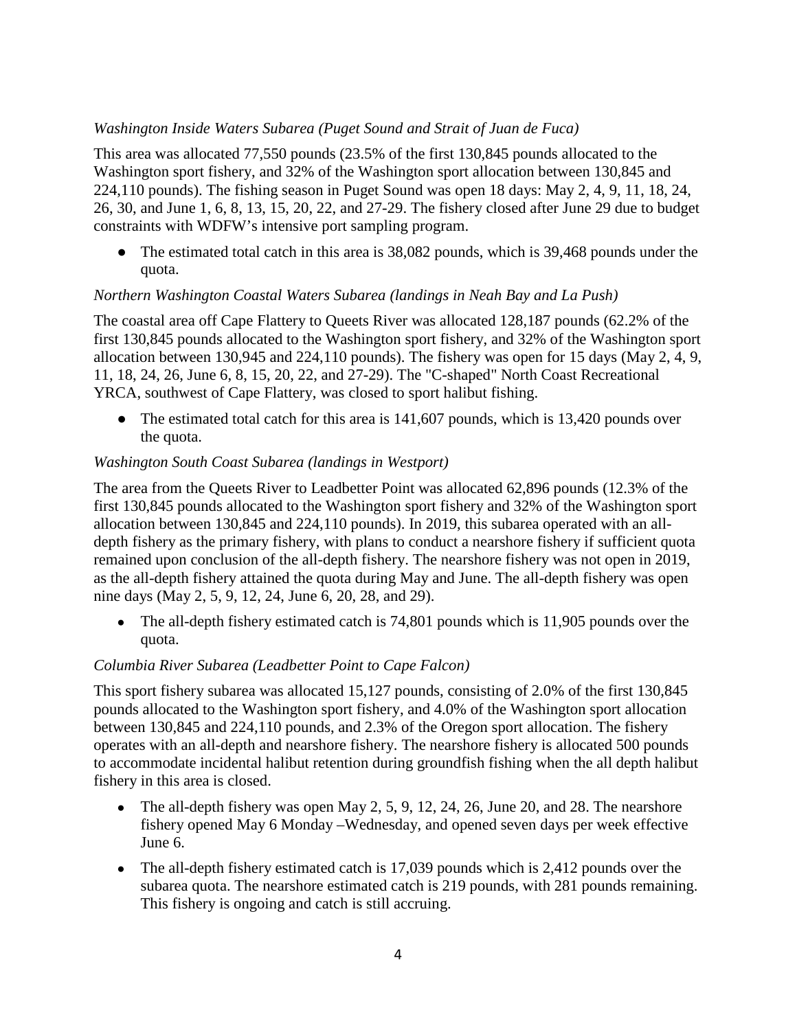*Washington Inside Waters Subarea (Puget Sound and Strait of Juan de Fuca)*

This area was allocated 77,550 pounds (23.5% of the first 130,845 pounds allocated to the Washington sport fishery, and 32% of the Washington sport allocation between 130,845 and 224,110 pounds). The fishing season in Puget Sound was open 18 days: May 2, 4, 9, 11, 18, 24, 26, 30, and June 1, 6, 8, 13, 15, 20, 22, and 27-29. The fishery closed after June 29 due to budget constraints with WDFW's intensive port sampling program.

- The estimated total catch in this area is 38,082 pounds, which is 39,468 pounds under the quota.

*Northern Washington Coastal Waters Subarea (landings in Neah Bay and La Push)*

The coastal area off Cape Flattery to Queets River was allocated 128,187 pounds (62.2% of the first 130,845 pounds allocated to the Washington sport fishery, and 32% of the Washington sport allocation between 130,945 and 224,110 pounds). The fishery was open for 15 days (May 2, 4, 9, 11, 18, 24, 26, June 6, 8, 15, 20, 22, and 27-29). The "C-shaped" North Coast Recreational YRCA, southwest of Cape Flattery, was closed to sport halibut fishing.

- The estimated total catch for this area is 141,607 pounds, which is 13,420 pounds over the quota.

*Washington South Coast Subarea (landings in Westport)*

The area from the Queets River to Leadbetter Point was allocated 62,896 pounds (12.3% of the first 130,845 pounds allocated to the Washington sport fishery and 32% of the Washington sport allocation between 130,845 and 224,110 pounds). In 2019, this subarea operated with an all-depth fishery as the primary fishery, with plans to conduct a nearshore fishery if sufficient quota remained upon conclusion of the all-depth fishery. The nearshore fishery was not open in 2019, as the all-depth fishery attained the quota during May and June. The all-depth fishery was open nine days (May 2, 5, 9, 12, 24, June 6, 20, 28, and 29).

- The all-depth fishery estimated catch is 74,801 pounds which is 11,905 pounds over the quota.

*Columbia River Subarea (Leadbetter Point to Cape Falcon)*

This sport fishery subarea was allocated 15,127 pounds, consisting of 2.0% of the first 130,845 pounds allocated to the Washington sport fishery, and 4.0% of the Washington sport allocation between 130,845 and 224,110 pounds, and 2.3% of the Oregon sport allocation. The fishery operates with an all-depth and nearshore fishery. The nearshore fishery is allocated 500 pounds to accommodate incidental halibut retention during groundfish fishing when the all depth halibut fishery in this area is closed.

- The all-depth fishery was open May 2, 5, 9, 12, 24, 26, June 20, and 28. The nearshore fishery opened May 6 Monday –Wednesday, and opened seven days per week effective June 6.
- The all-depth fishery estimated catch is 17,039 pounds which is 2,412 pounds over the subarea quota. The nearshore estimated catch is 219 pounds, with 281 pounds remaining. This fishery is ongoing and catch is still accruing.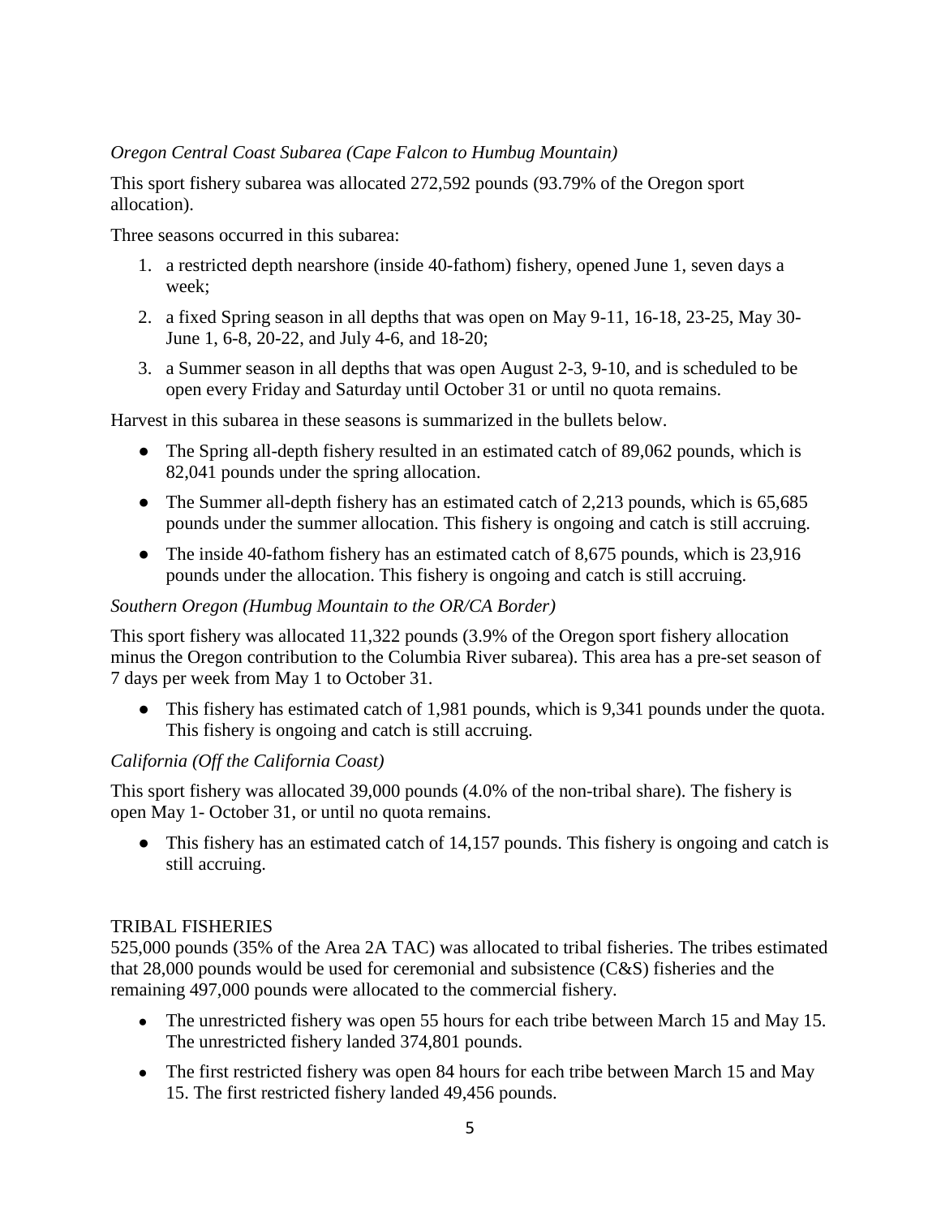*Oregon Central Coast Subarea (Cape Falcon to Humbug Mountain)*

This sport fishery subarea was allocated 272,592 pounds (93.79% of the Oregon sport allocation).

Three seasons occurred in this subarea:

1. a restricted depth nearshore (inside 40-fathom) fishery, opened June 1, seven days a week;
2. a fixed Spring season in all depths that was open on May 9-11, 16-18, 23-25, May 30-June 1, 6-8, 20-22, and July 4-6, and 18-20;
3. a Summer season in all depths that was open August 2-3, 9-10, and is scheduled to be open every Friday and Saturday until October 31 or until no quota remains.

Harvest in this subarea in these seasons is summarized in the bullets below.

- The Spring all-depth fishery resulted in an estimated catch of 89,062 pounds, which is 82,041 pounds under the spring allocation.
- The Summer all-depth fishery has an estimated catch of 2,213 pounds, which is 65,685 pounds under the summer allocation. This fishery is ongoing and catch is still accruing.
- The inside 40-fathom fishery has an estimated catch of 8,675 pounds, which is 23,916 pounds under the allocation. This fishery is ongoing and catch is still accruing.

*Southern Oregon (Humbug Mountain to the OR/CA Border)*

This sport fishery was allocated 11,322 pounds (3.9% of the Oregon sport fishery allocation minus the Oregon contribution to the Columbia River subarea). This area has a pre-set season of 7 days per week from May 1 to October 31.

- This fishery has estimated catch of 1,981 pounds, which is 9,341 pounds under the quota. This fishery is ongoing and catch is still accruing.

*California (Off the California Coast)*

This sport fishery was allocated 39,000 pounds (4.0% of the non-tribal share). The fishery is open May 1- October 31, or until no quota remains.

- This fishery has an estimated catch of 14,157 pounds. This fishery is ongoing and catch is still accruing.

TRIBAL FISHERIES

525,000 pounds (35% of the Area 2A TAC) was allocated to tribal fisheries. The tribes estimated that 28,000 pounds would be used for ceremonial and subsistence (C&S) fisheries and the remaining 497,000 pounds were allocated to the commercial fishery.

- The unrestricted fishery was open 55 hours for each tribe between March 15 and May 15. The unrestricted fishery landed 374,801 pounds.
- The first restricted fishery was open 84 hours for each tribe between March 15 and May 15. The first restricted fishery landed 49,456 pounds.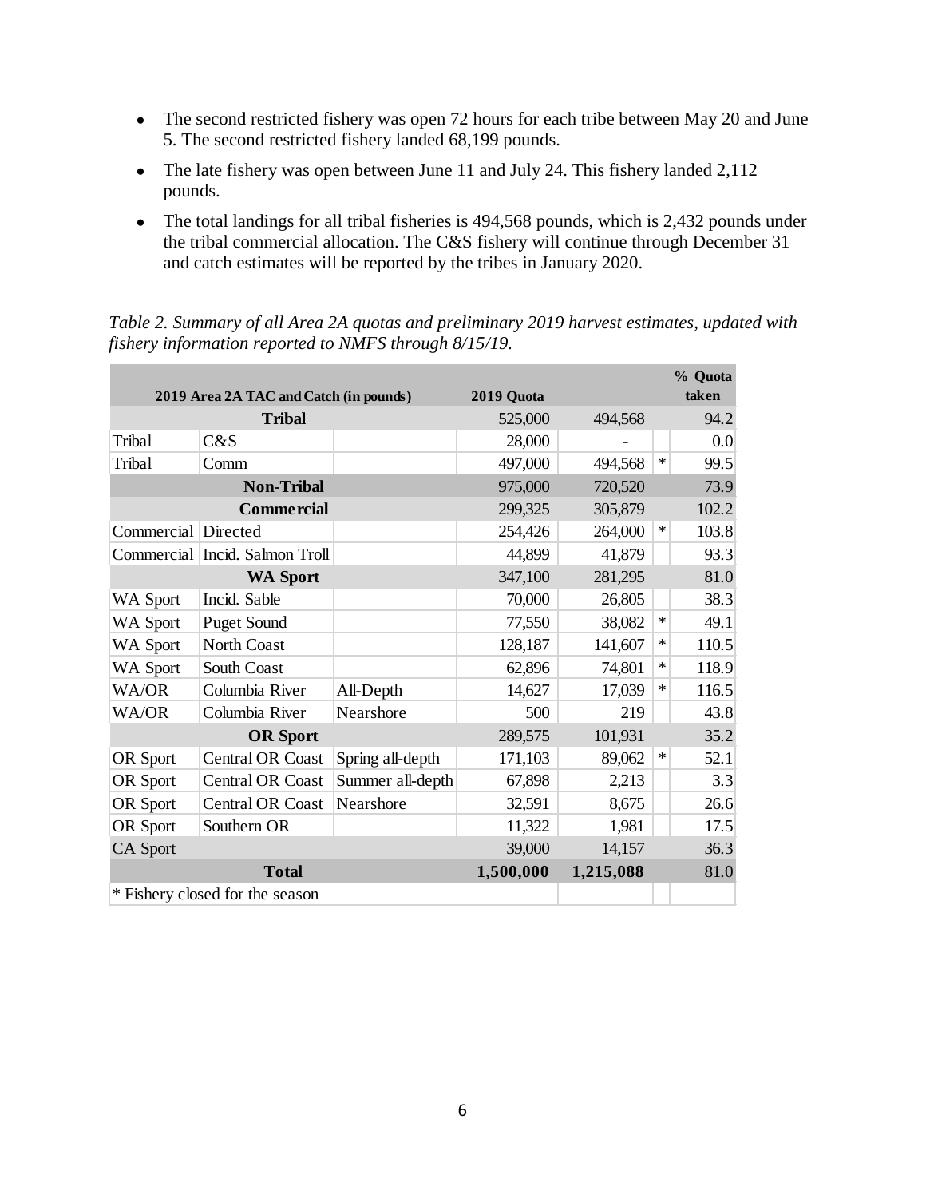- The second restricted fishery was open 72 hours for each tribe between May 20 and June 5. The second restricted fishery landed 68,199 pounds.
- The late fishery was open between June 11 and July 24. This fishery landed 2,112 pounds.
- The total landings for all tribal fisheries is 494,568 pounds, which is 2,432 pounds under the tribal commercial allocation. The C&S fishery will continue through December 31 and catch estimates will be reported by the tribes in January 2020.

*Table 2. Summary of all Area 2A quotas and preliminary 2019 harvest estimates, updated with fishery information reported to NMFS through 8/15/19.*

| 2019 Area 2A TAC and Catch (in pounds) | | | 2019 Quota | | | % Quota taken |
|---|---|---|---|---|---|---|
| **Tribal** | | | 525,000 | 494,568 | | 94.2 |
| Tribal | C&S | | 28,000 | - | | 0.0 |
| Tribal | Comm | | 497,000 | 494,568 | * | 99.5 |
| **Non-Tribal** | | | 975,000 | 720,520 | | 73.9 |
| **Commercial** | | | 299,325 | 305,879 | | 102.2 |
| Commercial | Directed | | 254,426 | 264,000 | * | 103.8 |
| Commercial | Incid. Salmon Troll | | 44,899 | 41,879 | | 93.3 |
| **WA Sport** | | | 347,100 | 281,295 | | 81.0 |
| WA Sport | Incid. Sable | | 70,000 | 26,805 | | 38.3 |
| WA Sport | Puget Sound | | 77,550 | 38,082 | * | 49.1 |
| WA Sport | North Coast | | 128,187 | 141,607 | * | 110.5 |
| WA Sport | South Coast | | 62,896 | 74,801 | * | 118.9 |
| WA/OR | Columbia River | All-Depth | 14,627 | 17,039 | * | 116.5 |
| WA/OR | Columbia River | Nearshore | 500 | 219 | | 43.8 |
| **OR Sport** | | | 289,575 | 101,931 | | 35.2 |
| OR Sport | Central OR Coast | Spring all-depth | 171,103 | 89,062 | * | 52.1 |
| OR Sport | Central OR Coast | Summer all-depth | 67,898 | 2,213 | | 3.3 |
| OR Sport | Central OR Coast | Nearshore | 32,591 | 8,675 | | 26.6 |
| OR Sport | Southern OR | | 11,322 | 1,981 | | 17.5 |
| CA Sport | | | 39,000 | 14,157 | | 36.3 |
| **Total** | | | **1,500,000** | **1,215,088** | | 81.0 |
| * Fishery closed for the season | | | | | | |